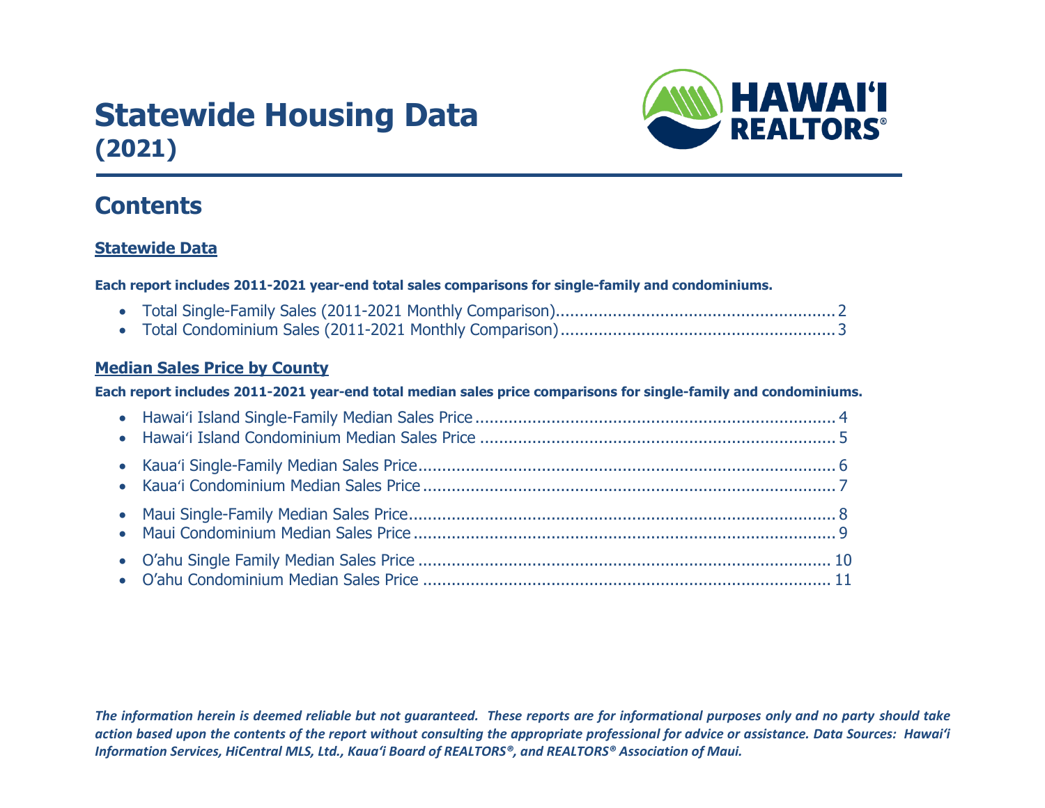# Statewide Housing Data
## (2021)

HAWAIʻI REALTORS®

## Contents

### Statewide Data

**Each report includes 2011-2021 year-end total sales comparisons for single-family and condominiums.**

- Total Single-Family Sales (2011-2021 Monthly Comparison)........................................................... 2
- Total Condominium Sales (2011-2021 Monthly Comparison)........................................................... 3

### Median Sales Price by County

**Each report includes 2011-2021 year-end total median sales price comparisons for single-family and condominiums.**

- Hawaiʻi Island Single-Family Median Sales Price ........................................................................... 4
- Hawaiʻi Island Condominium Median Sales Price ........................................................................... 5
- Kauaʻi Single-Family Median Sales Price........................................................................................ 6
- Kauaʻi Condominium Median Sales Price ....................................................................................... 7
- Maui Single-Family Median Sales Price.......................................................................................... 8
- Maui Condominium Median Sales Price ......................................................................................... 9
- O'ahu Single Family Median Sales Price ....................................................................................... 10
- O'ahu Condominium Median Sales Price ...................................................................................... 11

*The information herein is deemed reliable but not guaranteed. These reports are for informational purposes only and no party should take action based upon the contents of the report without consulting the appropriate professional for advice or assistance. Data Sources: Hawaiʻi Information Services, HiCentral MLS, Ltd., Kauaʻi Board of REALTORS®, and REALTORS® Association of Maui.*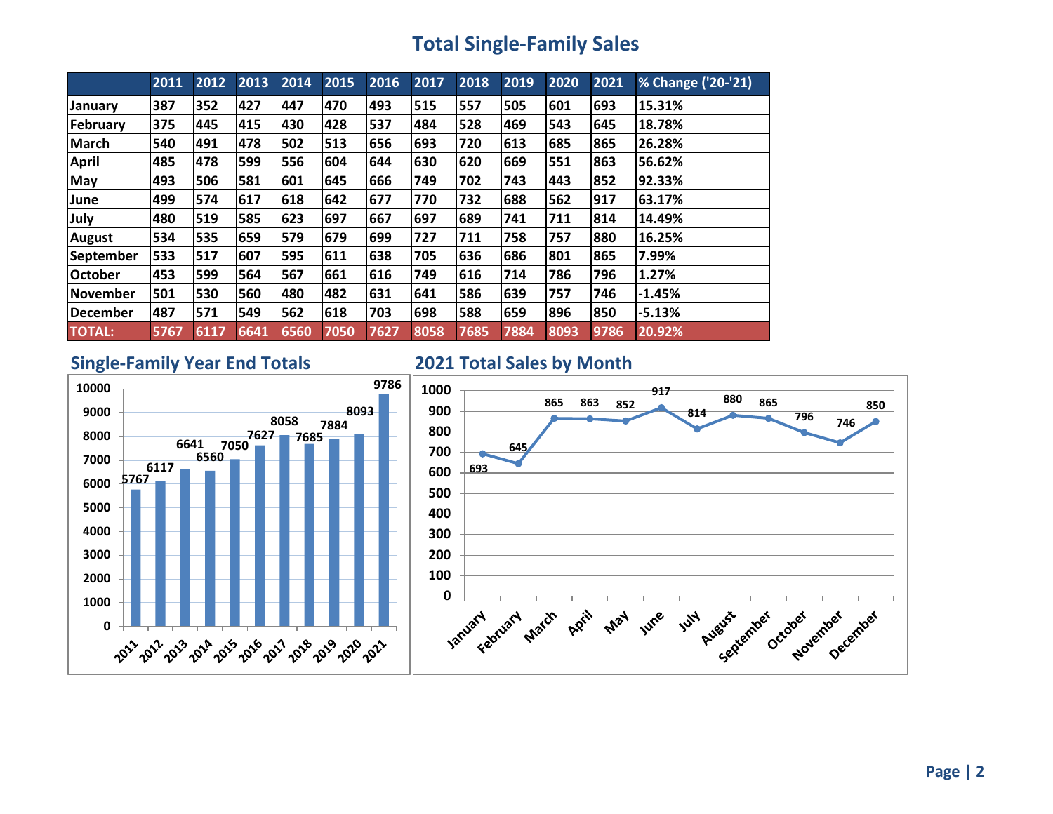# Total Single-Family Sales

| | 2011 | 2012 | 2013 | 2014 | 2015 | 2016 | 2017 | 2018 | 2019 | 2020 | 2021 | % Change ('20-'21) |
|---|---|---|---|---|---|---|---|---|---|---|---|---|
| January | 387 | 352 | 427 | 447 | 470 | 493 | 515 | 557 | 505 | 601 | 693 | 15.31% |
| February | 375 | 445 | 415 | 430 | 428 | 537 | 484 | 528 | 469 | 543 | 645 | 18.78% |
| March | 540 | 491 | 478 | 502 | 513 | 656 | 693 | 720 | 613 | 685 | 865 | 26.28% |
| April | 485 | 478 | 599 | 556 | 604 | 644 | 630 | 620 | 669 | 551 | 863 | 56.62% |
| May | 493 | 506 | 581 | 601 | 645 | 666 | 749 | 702 | 743 | 443 | 852 | 92.33% |
| June | 499 | 574 | 617 | 618 | 642 | 677 | 770 | 732 | 688 | 562 | 917 | 63.17% |
| July | 480 | 519 | 585 | 623 | 697 | 667 | 697 | 689 | 741 | 711 | 814 | 14.49% |
| August | 534 | 535 | 659 | 579 | 679 | 699 | 727 | 711 | 758 | 757 | 880 | 16.25% |
| September | 533 | 517 | 607 | 595 | 611 | 638 | 705 | 636 | 686 | 801 | 865 | 7.99% |
| October | 453 | 599 | 564 | 567 | 661 | 616 | 749 | 616 | 714 | 786 | 796 | 1.27% |
| November | 501 | 530 | 560 | 480 | 482 | 631 | 641 | 586 | 639 | 757 | 746 | -1.45% |
| December | 487 | 571 | 549 | 562 | 618 | 703 | 698 | 588 | 659 | 896 | 850 | -5.13% |
| TOTAL: | 5767 | 6117 | 6641 | 6560 | 7050 | 7627 | 8058 | 7685 | 7884 | 8093 | 9786 | 20.92% |

## Single-Family Year End Totals

| Year | Total |
|---|---|
| 2011 | 5767 |
| 2012 | 6117 |
| 2013 | 6641 |
| 2014 | 6560 |
| 2015 | 7050 |
| 2016 | 7627 |
| 2017 | 8058 |
| 2018 | 7685 |
| 2019 | 7884 |
| 2020 | 8093 |
| 2021 | 9786 |

## 2021 Total Sales by Month

| Month | Sales |
|---|---|
| January | 693 |
| February | 645 |
| March | 865 |
| April | 863 |
| May | 852 |
| June | 917 |
| July | 814 |
| August | 880 |
| September | 865 |
| October | 796 |
| November | 746 |
| December | 850 |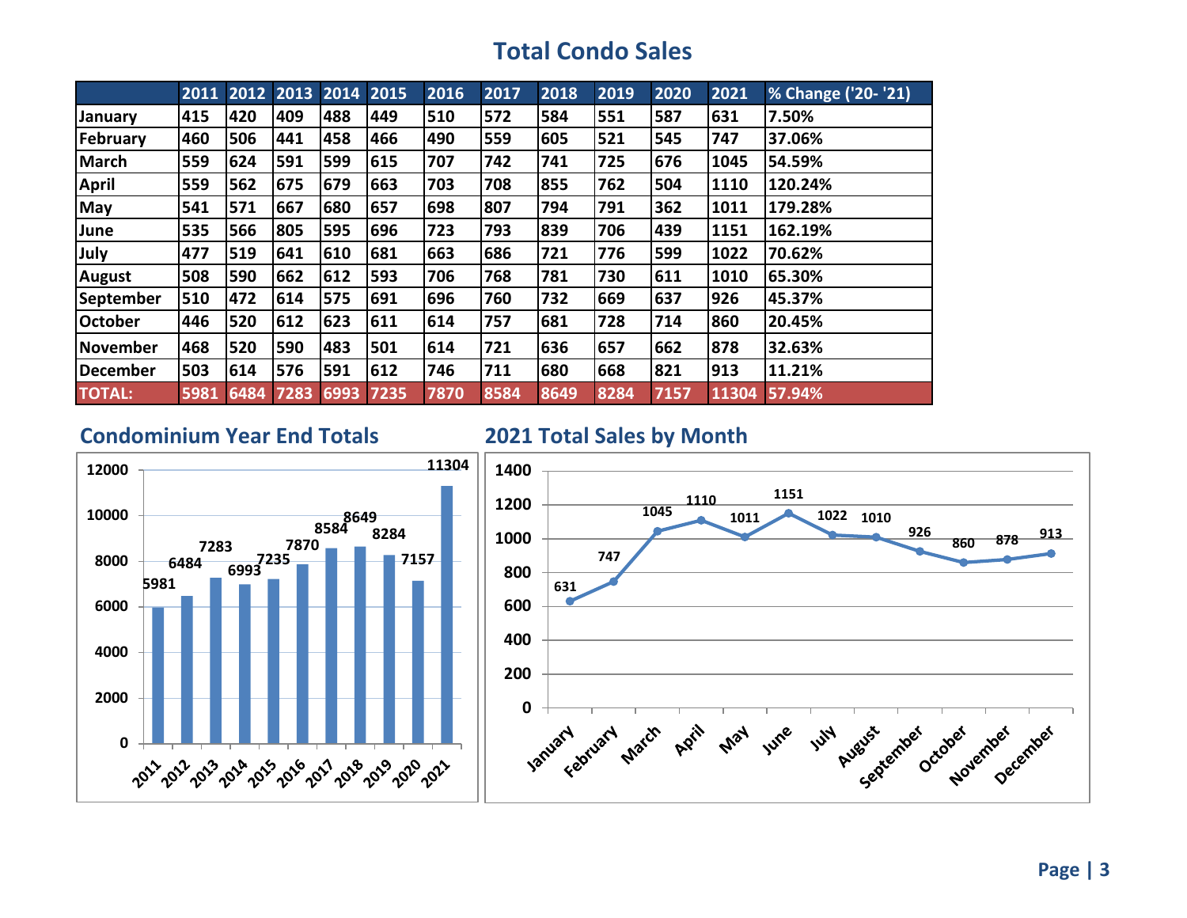# Total Condo Sales

| | 2011 | 2012 | 2013 | 2014 | 2015 | 2016 | 2017 | 2018 | 2019 | 2020 | 2021 | % Change ('20- '21) |
|---|---|---|---|---|---|---|---|---|---|---|---|---|
| January | 415 | 420 | 409 | 488 | 449 | 510 | 572 | 584 | 551 | 587 | 631 | 7.50% |
| February | 460 | 506 | 441 | 458 | 466 | 490 | 559 | 605 | 521 | 545 | 747 | 37.06% |
| March | 559 | 624 | 591 | 599 | 615 | 707 | 742 | 741 | 725 | 676 | 1045 | 54.59% |
| April | 559 | 562 | 675 | 679 | 663 | 703 | 708 | 855 | 762 | 504 | 1110 | 120.24% |
| May | 541 | 571 | 667 | 680 | 657 | 698 | 807 | 794 | 791 | 362 | 1011 | 179.28% |
| June | 535 | 566 | 805 | 595 | 696 | 723 | 793 | 839 | 706 | 439 | 1151 | 162.19% |
| July | 477 | 519 | 641 | 610 | 681 | 663 | 686 | 721 | 776 | 599 | 1022 | 70.62% |
| August | 508 | 590 | 662 | 612 | 593 | 706 | 768 | 781 | 730 | 611 | 1010 | 65.30% |
| September | 510 | 472 | 614 | 575 | 691 | 696 | 760 | 732 | 669 | 637 | 926 | 45.37% |
| October | 446 | 520 | 612 | 623 | 611 | 614 | 757 | 681 | 728 | 714 | 860 | 20.45% |
| November | 468 | 520 | 590 | 483 | 501 | 614 | 721 | 636 | 657 | 662 | 878 | 32.63% |
| December | 503 | 614 | 576 | 591 | 612 | 746 | 711 | 680 | 668 | 821 | 913 | 11.21% |
| TOTAL: | 5981 | 6484 | 7283 | 6993 | 7235 | 7870 | 8584 | 8649 | 8284 | 7157 | 11304 | 57.94% |

## Condominium Year End Totals

| Year | Total |
|---|---|
| 2011 | 5981 |
| 2012 | 6484 |
| 2013 | 7283 |
| 2014 | 6993 |
| 2015 | 7235 |
| 2016 | 7870 |
| 2017 | 8584 |
| 2018 | 8649 |
| 2019 | 8284 |
| 2020 | 7157 |
| 2021 | 11304 |

## 2021 Total Sales by Month

| Month | Sales |
|---|---|
| January | 631 |
| February | 747 |
| March | 1045 |
| April | 1110 |
| May | 1011 |
| June | 1151 |
| July | 1022 |
| August | 1010 |
| September | 926 |
| October | 860 |
| November | 878 |
| December | 913 |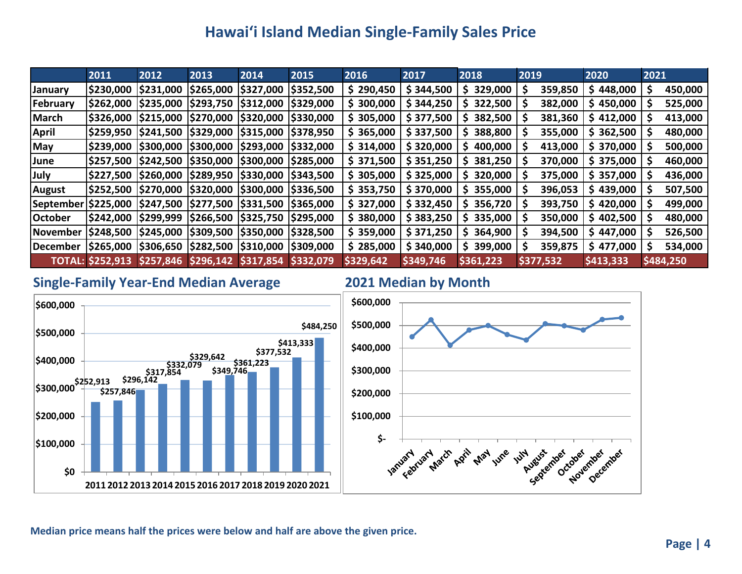# Hawai'i Island Median Single-Family Sales Price

| | 2011 | 2012 | 2013 | 2014 | 2015 | 2016 | 2017 | 2018 | 2019 | 2020 | 2021 |
|---|---|---|---|---|---|---|---|---|---|---|---|
| January | $230,000 | $231,000 | $265,000 | $327,000 | $352,500 | $ 290,450 | $ 344,500 | $ 329,000 | $ 359,850 | $ 448,000 | $ 450,000 |
| February | $262,000 | $235,000 | $293,750 | $312,000 | $329,000 | $ 300,000 | $ 344,250 | $ 322,500 | $ 382,000 | $ 450,000 | $ 525,000 |
| March | $326,000 | $215,000 | $270,000 | $320,000 | $330,000 | $ 305,000 | $ 377,500 | $ 382,500 | $ 381,360 | $ 412,000 | $ 413,000 |
| April | $259,950 | $241,500 | $329,000 | $315,000 | $378,950 | $ 365,000 | $ 337,500 | $ 388,800 | $ 355,000 | $ 362,500 | $ 480,000 |
| May | $239,000 | $300,000 | $300,000 | $293,000 | $332,000 | $ 314,000 | $ 320,000 | $ 400,000 | $ 413,000 | $ 370,000 | $ 500,000 |
| June | $257,500 | $242,500 | $350,000 | $300,000 | $285,000 | $ 371,500 | $ 351,250 | $ 381,250 | $ 370,000 | $ 375,000 | $ 460,000 |
| July | $227,500 | $260,000 | $289,950 | $330,000 | $343,500 | $ 305,000 | $ 325,000 | $ 320,000 | $ 375,000 | $ 357,000 | $ 436,000 |
| August | $252,500 | $270,000 | $320,000 | $300,000 | $336,500 | $ 353,750 | $ 370,000 | $ 355,000 | $ 396,053 | $ 439,000 | $ 507,500 |
| September | $225,000 | $247,500 | $277,500 | $331,500 | $365,000 | $ 327,000 | $ 332,450 | $ 356,720 | $ 393,750 | $ 420,000 | $ 499,000 |
| October | $242,000 | $299,999 | $266,500 | $325,750 | $295,000 | $ 380,000 | $ 383,250 | $ 335,000 | $ 350,000 | $ 402,500 | $ 480,000 |
| November | $248,500 | $245,000 | $309,500 | $350,000 | $328,500 | $ 359,000 | $ 371,250 | $ 364,900 | $ 394,500 | $ 447,000 | $ 526,500 |
| December | $265,000 | $306,650 | $282,500 | $310,000 | $309,000 | $ 285,000 | $ 340,000 | $ 399,000 | $ 359,875 | $ 477,000 | $ 534,000 |
| TOTAL: | $252,913 | $257,846 | $296,142 | $317,854 | $332,079 | $329,642 | $349,746 | $361,223 | $377,532 | $413,333 | $484,250 |

## Single-Family Year-End Median Average

| Year | Median Average |
|---|---|
| 2011 | $252,913 |
| 2012 | $257,846 |
| 2013 | $296,142 |
| 2014 | $317,854 |
| 2015 | $332,079 |
| 2016 | $329,642 |
| 2017 | $349,746 |
| 2018 | $361,223 |
| 2019 | $377,532 |
| 2020 | $413,333 |
| 2021 | $484,250 |

## 2021 Median by Month

Median price means half the prices were below and half are above the given price.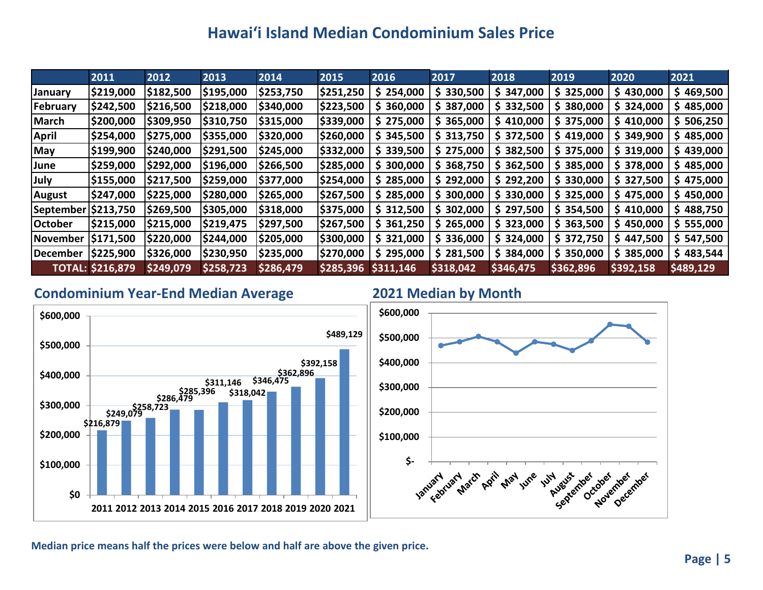# Hawaiʻi Island Median Condominium Sales Price

| | 2011 | 2012 | 2013 | 2014 | 2015 | 2016 | 2017 | 2018 | 2019 | 2020 | 2021 |
|---|---|---|---|---|---|---|---|---|---|---|---|
| January | $219,000 | $182,500 | $195,000 | $253,750 | $251,250 | $ 254,000 | $ 330,500 | $ 347,000 | $ 325,000 | $ 430,000 | $ 469,500 |
| February | $242,500 | $216,500 | $218,000 | $340,000 | $223,500 | $ 360,000 | $ 387,000 | $ 332,500 | $ 380,000 | $ 324,000 | $ 485,000 |
| March | $200,000 | $309,950 | $310,750 | $315,000 | $339,000 | $ 275,000 | $ 365,000 | $ 410,000 | $ 375,000 | $ 410,000 | $ 506,250 |
| April | $254,000 | $275,000 | $355,000 | $320,000 | $260,000 | $ 345,500 | $ 313,750 | $ 372,500 | $ 419,000 | $ 349,900 | $ 485,000 |
| May | $199,900 | $240,000 | $291,500 | $245,000 | $332,000 | $ 339,500 | $ 275,000 | $ 382,500 | $ 375,000 | $ 319,000 | $ 439,000 |
| June | $259,000 | $292,000 | $196,000 | $266,500 | $285,000 | $ 300,000 | $ 368,750 | $ 362,500 | $ 385,000 | $ 378,000 | $ 485,000 |
| July | $155,000 | $217,500 | $259,000 | $377,000 | $254,000 | $ 285,000 | $ 292,000 | $ 292,200 | $ 330,000 | $ 327,500 | $ 475,000 |
| August | $247,000 | $225,000 | $280,000 | $265,000 | $267,500 | $ 285,000 | $ 300,000 | $ 330,000 | $ 325,000 | $ 475,000 | $ 450,000 |
| September | $213,750 | $269,500 | $305,000 | $318,000 | $375,000 | $ 312,500 | $ 302,000 | $ 297,500 | $ 354,500 | $ 410,000 | $ 488,750 |
| October | $215,000 | $215,000 | $219,475 | $297,500 | $267,500 | $ 361,250 | $ 265,000 | $ 323,000 | $ 363,500 | $ 450,000 | $ 555,000 |
| November | $171,500 | $220,000 | $244,000 | $205,000 | $300,000 | $ 321,000 | $ 336,000 | $ 324,000 | $ 372,750 | $ 447,500 | $ 547,500 |
| December | $225,900 | $326,000 | $230,950 | $235,000 | $270,000 | $ 295,000 | $ 281,500 | $ 384,000 | $ 350,000 | $ 385,000 | $ 483,544 |
| TOTAL: | $216,879 | $249,079 | $258,723 | $286,479 | $285,396 | $311,146 | $318,042 | $346,475 | $362,896 | $392,158 | $489,129 |

## Condominium Year-End Median Average

## 2021 Median by Month

Median price means half the prices were below and half are above the given price.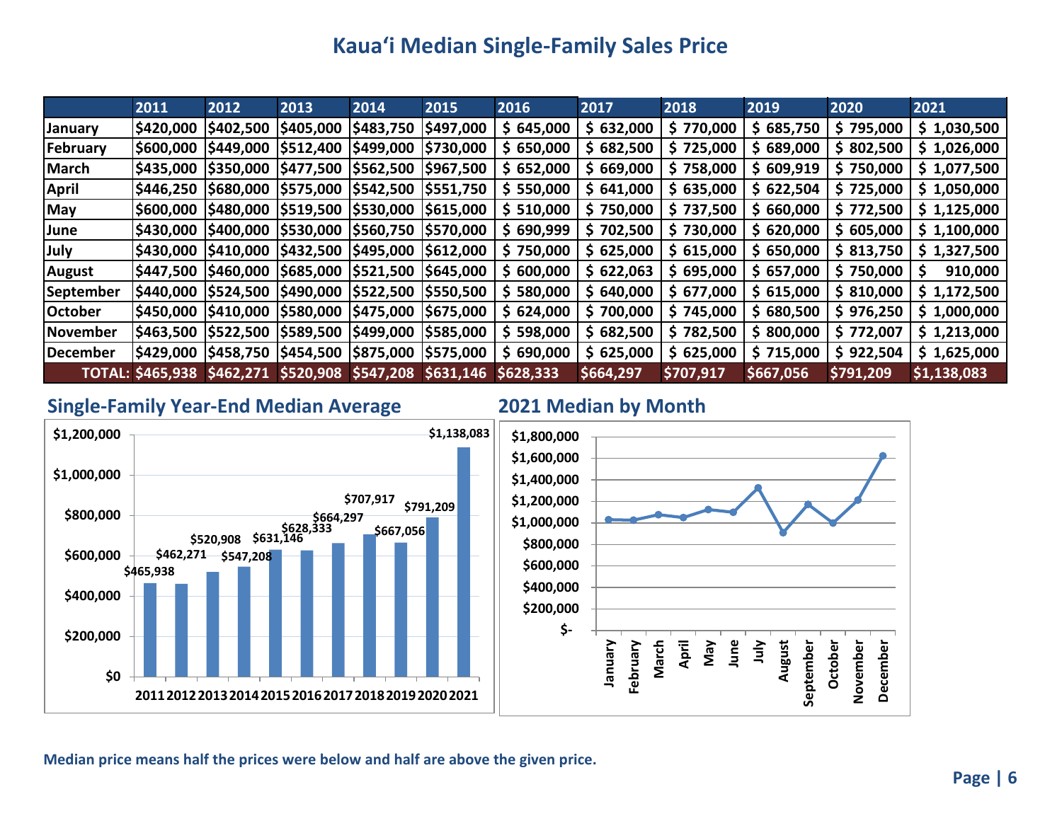# Kaua'i Median Single-Family Sales Price

| | 2011 | 2012 | 2013 | 2014 | 2015 | 2016 | 2017 | 2018 | 2019 | 2020 | 2021 |
|---|---|---|---|---|---|---|---|---|---|---|---|
| January | $420,000 | $402,500 | $405,000 | $483,750 | $497,000 | $ 645,000 | $ 632,000 | $ 770,000 | $ 685,750 | $ 795,000 | $ 1,030,500 |
| February | $600,000 | $449,000 | $512,400 | $499,000 | $730,000 | $ 650,000 | $ 682,500 | $ 725,000 | $ 689,000 | $ 802,500 | $ 1,026,000 |
| March | $435,000 | $350,000 | $477,500 | $562,500 | $967,500 | $ 652,000 | $ 669,000 | $ 758,000 | $ 609,919 | $ 750,000 | $ 1,077,500 |
| April | $446,250 | $680,000 | $575,000 | $542,500 | $551,750 | $ 550,000 | $ 641,000 | $ 635,000 | $ 622,504 | $ 725,000 | $ 1,050,000 |
| May | $600,000 | $480,000 | $519,500 | $530,000 | $615,000 | $ 510,000 | $ 750,000 | $ 737,500 | $ 660,000 | $ 772,500 | $ 1,125,000 |
| June | $430,000 | $400,000 | $530,000 | $560,750 | $570,000 | $ 690,999 | $ 702,500 | $ 730,000 | $ 620,000 | $ 605,000 | $ 1,100,000 |
| July | $430,000 | $410,000 | $432,500 | $495,000 | $612,000 | $ 750,000 | $ 625,000 | $ 615,000 | $ 650,000 | $ 813,750 | $ 1,327,500 |
| August | $447,500 | $460,000 | $685,000 | $521,500 | $645,000 | $ 600,000 | $ 622,063 | $ 695,000 | $ 657,000 | $ 750,000 | $ 910,000 |
| September | $440,000 | $524,500 | $490,000 | $522,500 | $550,500 | $ 580,000 | $ 640,000 | $ 677,000 | $ 615,000 | $ 810,000 | $ 1,172,500 |
| October | $450,000 | $410,000 | $580,000 | $475,000 | $675,000 | $ 624,000 | $ 700,000 | $ 745,000 | $ 680,500 | $ 976,250 | $ 1,000,000 |
| November | $463,500 | $522,500 | $589,500 | $499,000 | $585,000 | $ 598,000 | $ 682,500 | $ 782,500 | $ 800,000 | $ 772,007 | $ 1,213,000 |
| December | $429,000 | $458,750 | $454,500 | $875,000 | $575,000 | $ 690,000 | $ 625,000 | $ 625,000 | $ 715,000 | $ 922,504 | $ 1,625,000 |
| TOTAL: | $465,938 | $462,271 | $520,908 | $547,208 | $631,146 | $628,333 | $664,297 | $707,917 | $667,056 | $791,209 | $1,138,083 |

## Single-Family Year-End Median Average

| Year | Median Average |
|---|---|
| 2011 | $465,938 |
| 2012 | $462,271 |
| 2013 | $520,908 |
| 2014 | $547,208 |
| 2015 | $631,146 |
| 2016 | $628,333 |
| 2017 | $664,297 |
| 2018 | $707,917 |
| 2019 | $667,056 |
| 2020 | $791,209 |
| 2021 | $1,138,083 |

## 2021 Median by Month

**Median price means half the prices were below and half are above the given price.**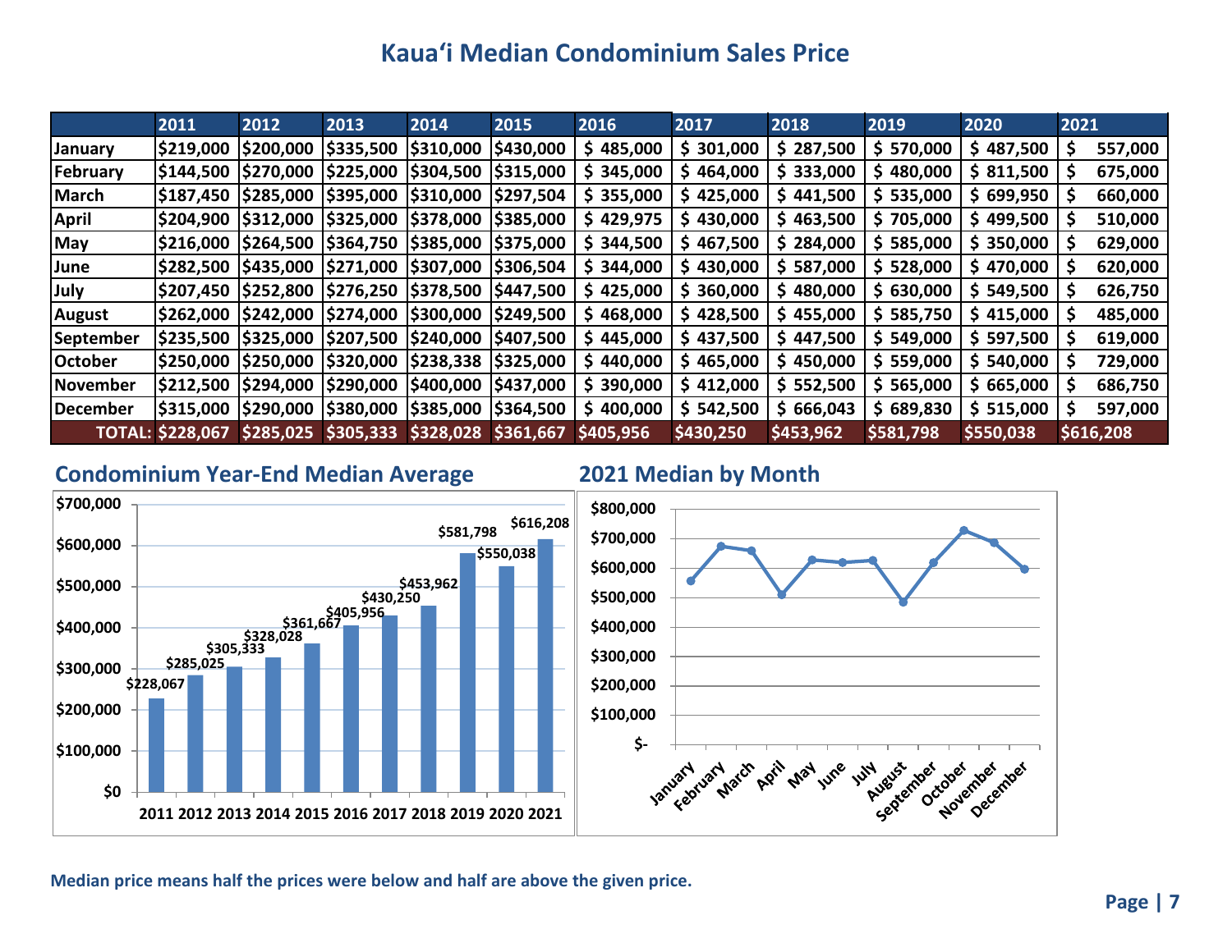# Kauaʻi Median Condominium Sales Price

| | 2011 | 2012 | 2013 | 2014 | 2015 | 2016 | 2017 | 2018 | 2019 | 2020 | 2021 |
|---|---|---|---|---|---|---|---|---|---|---|---|
| January | $219,000 | $200,000 | $335,500 | $310,000 | $430,000 | $ 485,000 | $ 301,000 | $ 287,500 | $ 570,000 | $ 487,500 | $ 557,000 |
| February | $144,500 | $270,000 | $225,000 | $304,500 | $315,000 | $ 345,000 | $ 464,000 | $ 333,000 | $ 480,000 | $ 811,500 | $ 675,000 |
| March | $187,450 | $285,000 | $395,000 | $310,000 | $297,504 | $ 355,000 | $ 425,000 | $ 441,500 | $ 535,000 | $ 699,950 | $ 660,000 |
| April | $204,900 | $312,000 | $325,000 | $378,000 | $385,000 | $ 429,975 | $ 430,000 | $ 463,500 | $ 705,000 | $ 499,500 | $ 510,000 |
| May | $216,000 | $264,500 | $364,750 | $385,000 | $375,000 | $ 344,500 | $ 467,500 | $ 284,000 | $ 585,000 | $ 350,000 | $ 629,000 |
| June | $282,500 | $435,000 | $271,000 | $307,000 | $306,504 | $ 344,000 | $ 430,000 | $ 587,000 | $ 528,000 | $ 470,000 | $ 620,000 |
| July | $207,450 | $252,800 | $276,250 | $378,500 | $447,500 | $ 425,000 | $ 360,000 | $ 480,000 | $ 630,000 | $ 549,500 | $ 626,750 |
| August | $262,000 | $242,000 | $274,000 | $300,000 | $249,500 | $ 468,000 | $ 428,500 | $ 455,000 | $ 585,750 | $ 415,000 | $ 485,000 |
| September | $235,500 | $325,000 | $207,500 | $240,000 | $407,500 | $ 445,000 | $ 437,500 | $ 447,500 | $ 549,000 | $ 597,500 | $ 619,000 |
| October | $250,000 | $250,000 | $320,000 | $238,338 | $325,000 | $ 440,000 | $ 465,000 | $ 450,000 | $ 559,000 | $ 540,000 | $ 729,000 |
| November | $212,500 | $294,000 | $290,000 | $400,000 | $437,000 | $ 390,000 | $ 412,000 | $ 552,500 | $ 565,000 | $ 665,000 | $ 686,750 |
| December | $315,000 | $290,000 | $380,000 | $385,000 | $364,500 | $ 400,000 | $ 542,500 | $ 666,043 | $ 689,830 | $ 515,000 | $ 597,000 |
| TOTAL: | $228,067 | $285,025 | $305,333 | $328,028 | $361,667 | $405,956 | $430,250 | $453,962 | $581,798 | $550,038 | $616,208 |

## Condominium Year-End Median Average

| Year | Median Average |
|---|---|
| 2011 | $228,067 |
| 2012 | $285,025 |
| 2013 | $305,333 |
| 2014 | $328,028 |
| 2015 | $361,667 |
| 2016 | $405,956 |
| 2017 | $430,250 |
| 2018 | $453,962 |
| 2019 | $581,798 |
| 2020 | $550,038 |
| 2021 | $616,208 |

## 2021 Median by Month

**Median price means half the prices were below and half are above the given price.**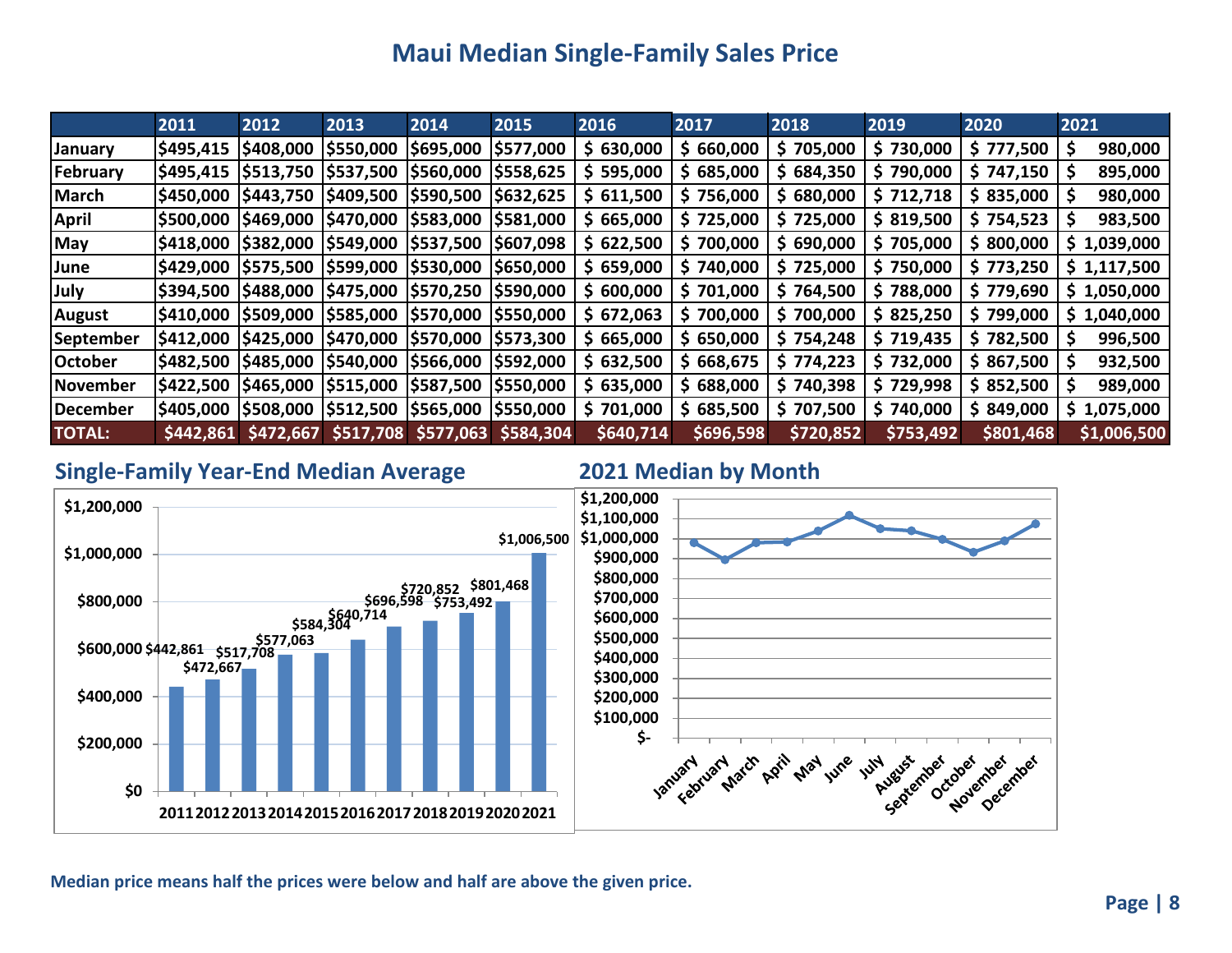# Maui Median Single-Family Sales Price

| | 2011 | 2012 | 2013 | 2014 | 2015 | 2016 | 2017 | 2018 | 2019 | 2020 | 2021 |
|---|---|---|---|---|---|---|---|---|---|---|---|
| January | $495,415 | $408,000 | $550,000 | $695,000 | $577,000 | $ 630,000 | $ 660,000 | $ 705,000 | $ 730,000 | $ 777,500 | $ 980,000 |
| February | $495,415 | $513,750 | $537,500 | $560,000 | $558,625 | $ 595,000 | $ 685,000 | $ 684,350 | $ 790,000 | $ 747,150 | $ 895,000 |
| March | $450,000 | $443,750 | $409,500 | $590,500 | $632,625 | $ 611,500 | $ 756,000 | $ 680,000 | $ 712,718 | $ 835,000 | $ 980,000 |
| April | $500,000 | $469,000 | $470,000 | $583,000 | $581,000 | $ 665,000 | $ 725,000 | $ 725,000 | $ 819,500 | $ 754,523 | $ 983,500 |
| May | $418,000 | $382,000 | $549,000 | $537,500 | $607,098 | $ 622,500 | $ 700,000 | $ 690,000 | $ 705,000 | $ 800,000 | $ 1,039,000 |
| June | $429,000 | $575,500 | $599,000 | $530,000 | $650,000 | $ 659,000 | $ 740,000 | $ 725,000 | $ 750,000 | $ 773,250 | $ 1,117,500 |
| July | $394,500 | $488,000 | $475,000 | $570,250 | $590,000 | $ 600,000 | $ 701,000 | $ 764,500 | $ 788,000 | $ 779,690 | $ 1,050,000 |
| August | $410,000 | $509,000 | $585,000 | $570,000 | $550,000 | $ 672,063 | $ 700,000 | $ 700,000 | $ 825,250 | $ 799,000 | $ 1,040,000 |
| September | $412,000 | $425,000 | $470,000 | $570,000 | $573,300 | $ 665,000 | $ 650,000 | $ 754,248 | $ 719,435 | $ 782,500 | $ 996,500 |
| October | $482,500 | $485,000 | $540,000 | $566,000 | $592,000 | $ 632,500 | $ 668,675 | $ 774,223 | $ 732,000 | $ 867,500 | $ 932,500 |
| November | $422,500 | $465,000 | $515,000 | $587,500 | $550,000 | $ 635,000 | $ 688,000 | $ 740,398 | $ 729,998 | $ 852,500 | $ 989,000 |
| December | $405,000 | $508,000 | $512,500 | $565,000 | $550,000 | $ 701,000 | $ 685,500 | $ 707,500 | $ 740,000 | $ 849,000 | $ 1,075,000 |
| TOTAL: | $442,861 | $472,667 | $517,708 | $577,063 | $584,304 | $640,714 | $696,598 | $720,852 | $753,492 | $801,468 | $1,006,500 |

## Single-Family Year-End Median Average

| Year | Median Average |
|---|---|
| 2011 | $442,861 |
| 2012 | $472,667 |
| 2013 | $517,708 |
| 2014 | $577,063 |
| 2015 | $584,304 |
| 2016 | $640,714 |
| 2017 | $696,598 |
| 2018 | $720,852 |
| 2019 | $753,492 |
| 2020 | $801,468 |
| 2021 | $1,006,500 |

## 2021 Median by Month

Median price means half the prices were below and half are above the given price.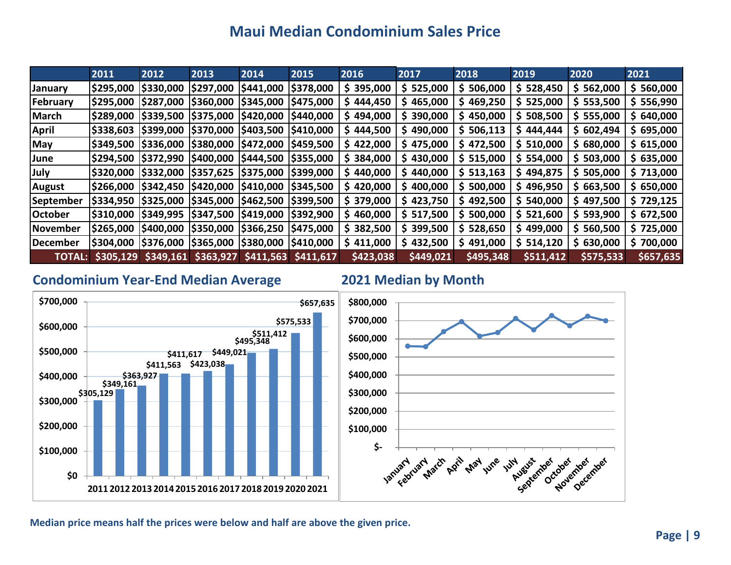# Maui Median Condominium Sales Price

| | 2011 | 2012 | 2013 | 2014 | 2015 | 2016 | 2017 | 2018 | 2019 | 2020 | 2021 |
|---|---|---|---|---|---|---|---|---|---|---|---|
| January | $295,000 | $330,000 | $297,000 | $441,000 | $378,000 | $ 395,000 | $ 525,000 | $ 506,000 | $ 528,450 | $ 562,000 | $ 560,000 |
| February | $295,000 | $287,000 | $360,000 | $345,000 | $475,000 | $ 444,450 | $ 465,000 | $ 469,250 | $ 525,000 | $ 553,500 | $ 556,990 |
| March | $289,000 | $339,500 | $375,000 | $420,000 | $440,000 | $ 494,000 | $ 390,000 | $ 450,000 | $ 508,500 | $ 555,000 | $ 640,000 |
| April | $338,603 | $399,000 | $370,000 | $403,500 | $410,000 | $ 444,500 | $ 490,000 | $ 506,113 | $ 444,444 | $ 602,494 | $ 695,000 |
| May | $349,500 | $336,000 | $380,000 | $472,000 | $459,500 | $ 422,000 | $ 475,000 | $ 472,500 | $ 510,000 | $ 680,000 | $ 615,000 |
| June | $294,500 | $372,990 | $400,000 | $444,500 | $355,000 | $ 384,000 | $ 430,000 | $ 515,000 | $ 554,000 | $ 503,000 | $ 635,000 |
| July | $320,000 | $332,000 | $357,625 | $375,000 | $399,000 | $ 440,000 | $ 440,000 | $ 513,163 | $ 494,875 | $ 505,000 | $ 713,000 |
| August | $266,000 | $342,450 | $420,000 | $410,000 | $345,500 | $ 420,000 | $ 400,000 | $ 500,000 | $ 496,950 | $ 663,500 | $ 650,000 |
| September | $334,950 | $325,000 | $345,000 | $462,500 | $399,500 | $ 379,000 | $ 423,750 | $ 492,500 | $ 540,000 | $ 497,500 | $ 729,125 |
| October | $310,000 | $349,995 | $347,500 | $419,000 | $392,900 | $ 460,000 | $ 517,500 | $ 500,000 | $ 521,600 | $ 593,900 | $ 672,500 |
| November | $265,000 | $400,000 | $350,000 | $366,250 | $475,000 | $ 382,500 | $ 399,500 | $ 528,650 | $ 499,000 | $ 560,500 | $ 725,000 |
| December | $304,000 | $376,000 | $365,000 | $380,000 | $410,000 | $ 411,000 | $ 432,500 | $ 491,000 | $ 514,120 | $ 630,000 | $ 700,000 |
| TOTAL: | $305,129 | $349,161 | $363,927 | $411,563 | $411,617 | $423,038 | $449,021 | $495,348 | $511,412 | $575,533 | $657,635 |

## Condominium Year-End Median Average

| Year | Median Average |
|---|---|
| 2011 | $305,129 |
| 2012 | $349,161 |
| 2013 | $363,927 |
| 2014 | $411,563 |
| 2015 | $411,617 |
| 2016 | $423,038 |
| 2017 | $449,021 |
| 2018 | $495,348 |
| 2019 | $511,412 |
| 2020 | $575,533 |
| 2021 | $657,635 |

## 2021 Median by Month

Median price means half the prices were below and half are above the given price.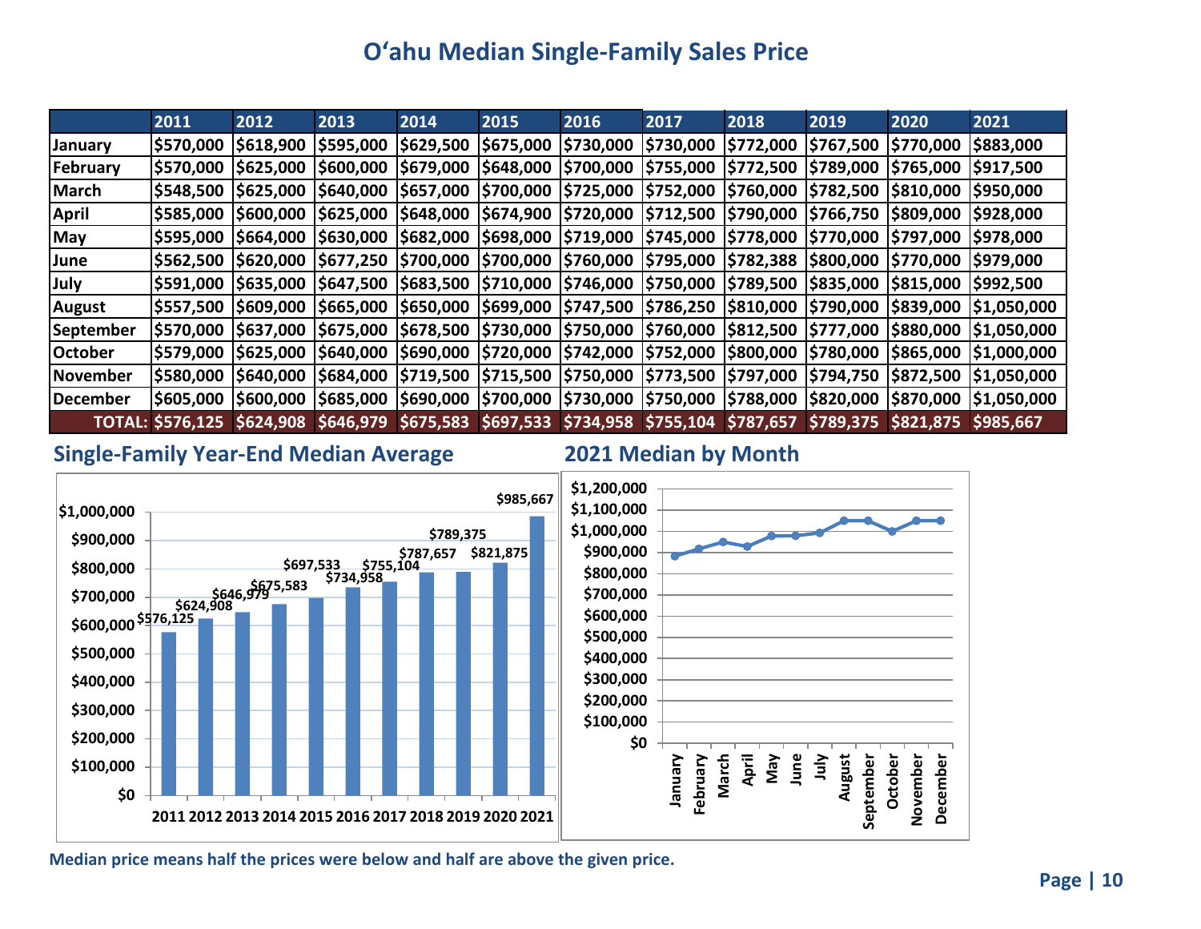# O'ahu Median Single-Family Sales Price

| | 2011 | 2012 | 2013 | 2014 | 2015 | 2016 | 2017 | 2018 | 2019 | 2020 | 2021 |
|---|---|---|---|---|---|---|---|---|---|---|---|
| January | $570,000 | $618,900 | $595,000 | $629,500 | $675,000 | $730,000 | $730,000 | $772,000 | $767,500 | $770,000 | $883,000 |
| February | $570,000 | $625,000 | $600,000 | $679,000 | $648,000 | $700,000 | $755,000 | $772,500 | $789,000 | $765,000 | $917,500 |
| March | $548,500 | $625,000 | $640,000 | $657,000 | $700,000 | $725,000 | $752,000 | $760,000 | $782,500 | $810,000 | $950,000 |
| April | $585,000 | $600,000 | $625,000 | $648,000 | $674,900 | $720,000 | $712,500 | $790,000 | $766,750 | $809,000 | $928,000 |
| May | $595,000 | $664,000 | $630,000 | $682,000 | $698,000 | $719,000 | $745,000 | $778,000 | $770,000 | $797,000 | $978,000 |
| June | $562,500 | $620,000 | $677,250 | $700,000 | $700,000 | $760,000 | $795,000 | $782,388 | $800,000 | $770,000 | $979,000 |
| July | $591,000 | $635,000 | $647,500 | $683,500 | $710,000 | $746,000 | $750,000 | $789,500 | $835,000 | $815,000 | $992,500 |
| August | $557,500 | $609,000 | $665,000 | $650,000 | $699,000 | $747,500 | $786,250 | $810,000 | $790,000 | $839,000 | $1,050,000 |
| September | $570,000 | $637,000 | $675,000 | $678,500 | $730,000 | $750,000 | $760,000 | $812,500 | $777,000 | $880,000 | $1,050,000 |
| October | $579,000 | $625,000 | $640,000 | $690,000 | $720,000 | $742,000 | $752,000 | $800,000 | $780,000 | $865,000 | $1,000,000 |
| November | $580,000 | $640,000 | $684,000 | $719,500 | $715,500 | $750,000 | $773,500 | $797,000 | $794,750 | $872,500 | $1,050,000 |
| December | $605,000 | $600,000 | $685,000 | $690,000 | $700,000 | $730,000 | $750,000 | $788,000 | $820,000 | $870,000 | $1,050,000 |
| TOTAL: | $576,125 | $624,908 | $646,979 | $675,583 | $697,533 | $734,958 | $755,104 | $787,657 | $789,375 | $821,875 | $985,667 |

## Single-Family Year-End Median Average

## 2021 Median by Month

Median price means half the prices were below and half are above the given price.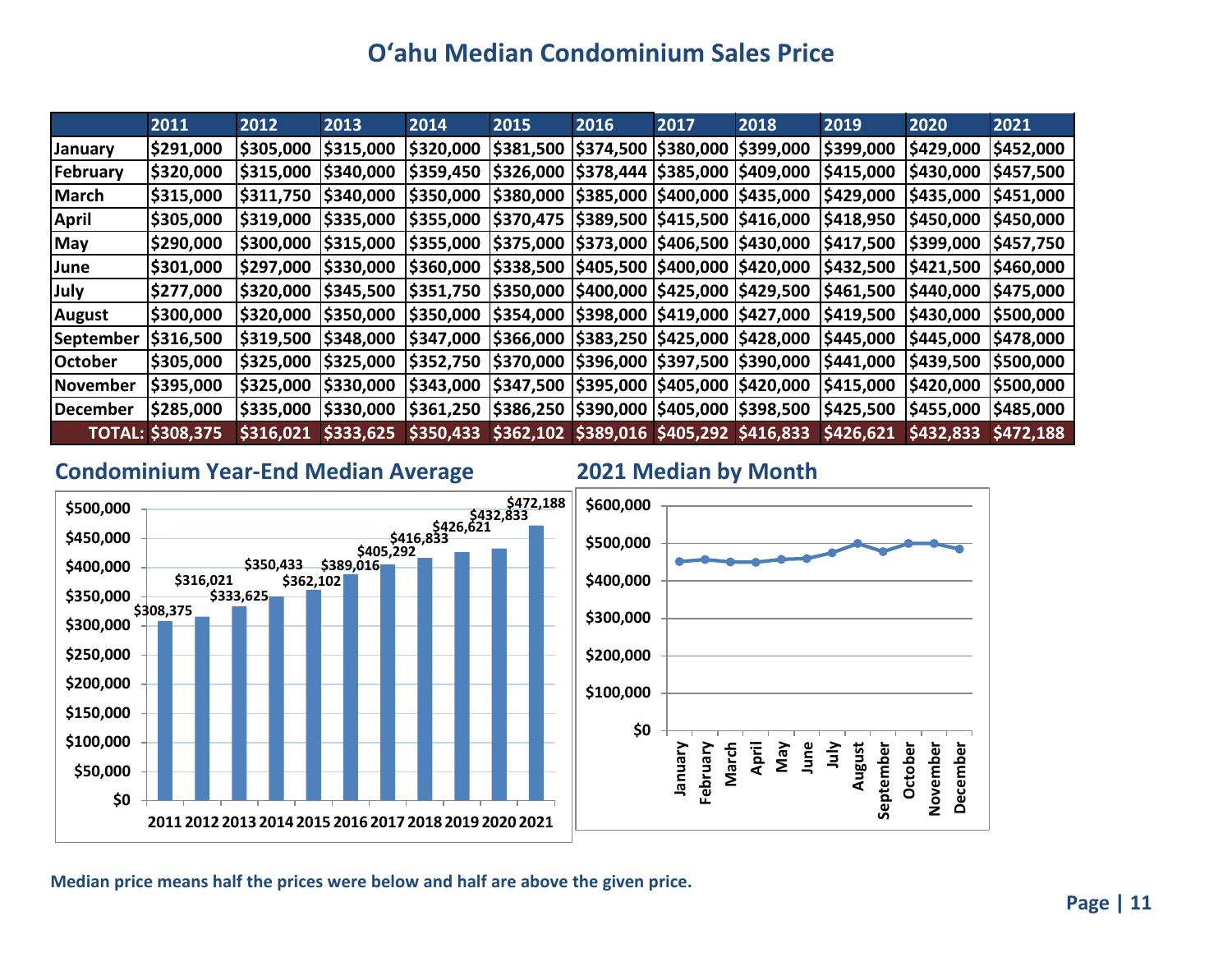# O'ahu Median Condominium Sales Price

| | 2011 | 2012 | 2013 | 2014 | 2015 | 2016 | 2017 | 2018 | 2019 | 2020 | 2021 |
|---|---|---|---|---|---|---|---|---|---|---|---|
| January | $291,000 | $305,000 | $315,000 | $320,000 | $381,500 | $374,500 | $380,000 | $399,000 | $399,000 | $429,000 | $452,000 |
| February | $320,000 | $315,000 | $340,000 | $359,450 | $326,000 | $378,444 | $385,000 | $409,000 | $415,000 | $430,000 | $457,500 |
| March | $315,000 | $311,750 | $340,000 | $350,000 | $380,000 | $385,000 | $400,000 | $435,000 | $429,000 | $435,000 | $451,000 |
| April | $305,000 | $319,000 | $335,000 | $355,000 | $370,475 | $389,500 | $415,500 | $416,000 | $418,950 | $450,000 | $450,000 |
| May | $290,000 | $300,000 | $315,000 | $355,000 | $375,000 | $373,000 | $406,500 | $430,000 | $417,500 | $399,000 | $457,750 |
| June | $301,000 | $297,000 | $330,000 | $360,000 | $338,500 | $405,500 | $400,000 | $420,000 | $432,500 | $421,500 | $460,000 |
| July | $277,000 | $320,000 | $345,500 | $351,750 | $350,000 | $400,000 | $425,000 | $429,500 | $461,500 | $440,000 | $475,000 |
| August | $300,000 | $320,000 | $350,000 | $350,000 | $354,000 | $398,000 | $419,000 | $427,000 | $419,500 | $430,000 | $500,000 |
| September | $316,500 | $319,500 | $348,000 | $347,000 | $366,000 | $383,250 | $425,000 | $428,000 | $445,000 | $445,000 | $478,000 |
| October | $305,000 | $325,000 | $325,000 | $352,750 | $370,000 | $396,000 | $397,500 | $390,000 | $441,000 | $439,500 | $500,000 |
| November | $395,000 | $325,000 | $330,000 | $343,000 | $347,500 | $395,000 | $405,000 | $420,000 | $415,000 | $420,000 | $500,000 |
| December | $285,000 | $335,000 | $330,000 | $361,250 | $386,250 | $390,000 | $405,000 | $398,500 | $425,500 | $455,000 | $485,000 |
| TOTAL: | $308,375 | $316,021 | $333,625 | $350,433 | $362,102 | $389,016 | $405,292 | $416,833 | $426,621 | $432,833 | $472,188 |

## Condominium Year-End Median Average

$500,000
$450,000
$400,000
$350,000
$300,000
$250,000
$200,000
$150,000
$100,000
$50,000
$0

$308,375 $316,021 $333,625 $350,433 $362,102 $389,016 $405,292 $416,833 $426,621 $432,833 $472,188

2011 2012 2013 2014 2015 2016 2017 2018 2019 2020 2021

## 2021 Median by Month

$600,000
$500,000
$400,000
$300,000
$200,000
$100,000
$0

January February March April May June July August September October November December

**Median price means half the prices were below and half are above the given price.**